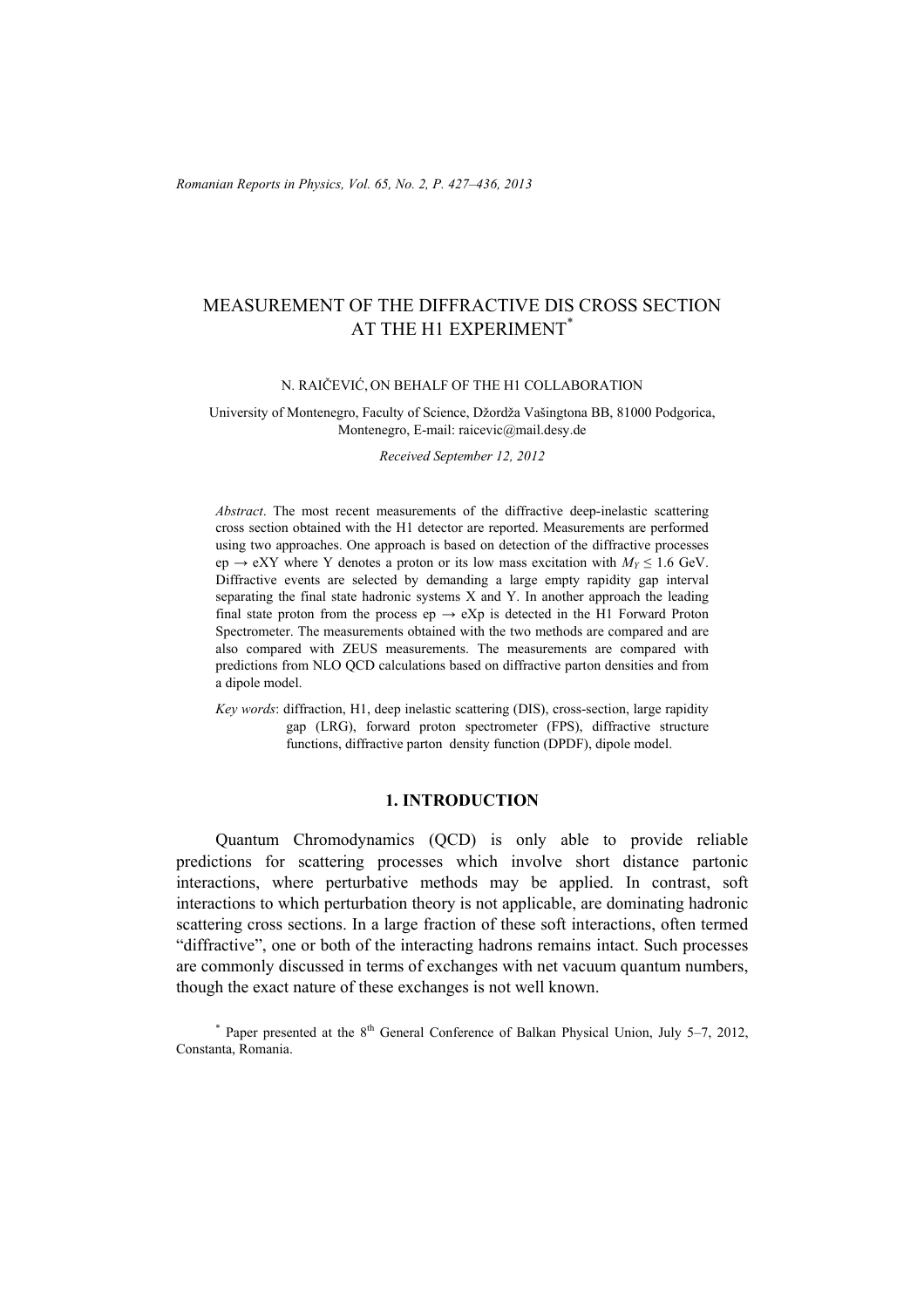# MEASUREMENT OF THE DIFFRACTIVE DIS CROSS SECTION AT THE H1 EXPERIMENT*

N. RAIČEVIĆ, ON BEHALF OF THE H1 COLLABORATION

University of Montenegro, Faculty of Science, Džordža Vašingtona BB, 81000 Podgorica, Montenegro, E-mail: raicevic@mail.desy.de

*Received September 12, 2012*

*Abstract*. The most recent measurements of the diffractive deep-inelastic scattering cross section obtained with the H1 detector are reported. Measurements are performed using two approaches. One approach is based on detection of the diffractive processes ep → eXY where Y denotes a proton or its low mass excitation with $M_Y \leq 1.6$ GeV. Diffractive events are selected by demanding a large empty rapidity gap interval separating the final state hadronic systems X and Y. In another approach the leading final state proton from the process ep → eXp is detected in the H1 Forward Proton Spectrometer. The measurements obtained with the two methods are compared and are also compared with ZEUS measurements. The measurements are compared with predictions from NLO QCD calculations based on diffractive parton densities and from a dipole model.

*Key words*: diffraction, H1, deep inelastic scattering (DIS), cross-section, large rapidity gap (LRG), forward proton spectrometer (FPS), diffractive structure functions, diffractive parton density function (DPDF), dipole model.

## 1. INTRODUCTION

Quantum Chromodynamics (QCD) is only able to provide reliable predictions for scattering processes which involve short distance partonic interactions, where perturbative methods may be applied. In contrast, soft interactions to which perturbation theory is not applicable, are dominating hadronic scattering cross sections. In a large fraction of these soft interactions, often termed "diffractive", one or both of the interacting hadrons remains intact. Such processes are commonly discussed in terms of exchanges with net vacuum quantum numbers, though the exact nature of these exchanges is not well known.

* Paper presented at the 8th General Conference of Balkan Physical Union, July 5–7, 2012, Constanta, Romania.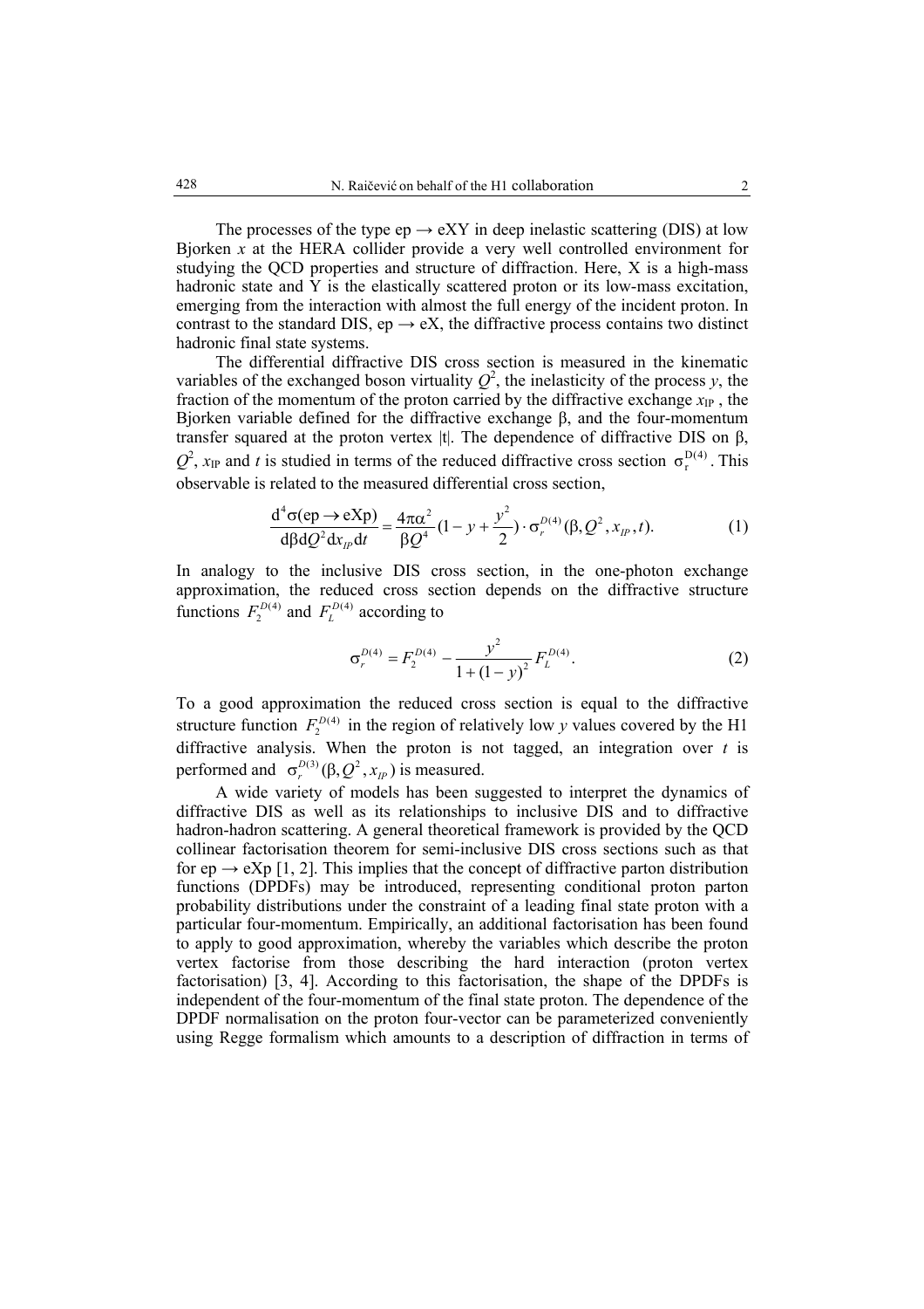The processes of the type ep → eXY in deep inelastic scattering (DIS) at low Bjorken $x$ at the HERA collider provide a very well controlled environment for studying the QCD properties and structure of diffraction. Here, X is a high-mass hadronic state and Y is the elastically scattered proton or its low-mass excitation, emerging from the interaction with almost the full energy of the incident proton. In contrast to the standard DIS, ep → eX, the diffractive process contains two distinct hadronic final state systems.

The differential diffractive DIS cross section is measured in the kinematic variables of the exchanged boson virtuality $Q^2$, the inelasticity of the process $y$, the fraction of the momentum of the proton carried by the diffractive exchange $x_{IP}$, the Bjorken variable defined for the diffractive exchange β, and the four-momentum transfer squared at the proton vertex |t|. The dependence of diffractive DIS on β, $Q^2$, $x_{IP}$ and $t$ is studied in terms of the reduced diffractive cross section $\sigma_r^{D(4)}$. This observable is related to the measured differential cross section,

$$\frac{\mathrm{d}^4\sigma(\mathrm{ep}\rightarrow \mathrm{eXp})}{\mathrm{d}\beta \mathrm{d}Q^2 \mathrm{d}x_{IP}\mathrm{d}t} = \frac{4\pi\alpha^2}{\beta Q^4}(1-y+\frac{y^2}{2})\cdot \sigma_r^{D(4)}(\beta, Q^2, x_{IP}, t). \tag{1}$$

In analogy to the inclusive DIS cross section, in the one-photon exchange approximation, the reduced cross section depends on the diffractive structure functions $F_2^{D(4)}$ and $F_L^{D(4)}$ according to

$$\sigma_r^{D(4)} = F_2^{D(4)} - \frac{y^2}{1+(1-y)^2}F_L^{D(4)}. \tag{2}$$

To a good approximation the reduced cross section is equal to the diffractive structure function $F_2^{D(4)}$ in the region of relatively low $y$ values covered by the H1 diffractive analysis. When the proton is not tagged, an integration over $t$ is performed and $\sigma_r^{D(3)}(\beta, Q^2, x_{IP})$ is measured.

A wide variety of models has been suggested to interpret the dynamics of diffractive DIS as well as its relationships to inclusive DIS and to diffractive hadron-hadron scattering. A general theoretical framework is provided by the QCD collinear factorisation theorem for semi-inclusive DIS cross sections such as that for ep → eXp [1, 2]. This implies that the concept of diffractive parton distribution functions (DPDFs) may be introduced, representing conditional proton parton probability distributions under the constraint of a leading final state proton with a particular four-momentum. Empirically, an additional factorisation has been found to apply to good approximation, whereby the variables which describe the proton vertex factorise from those describing the hard interaction (proton vertex factorisation) [3, 4]. According to this factorisation, the shape of the DPDFs is independent of the four-momentum of the final state proton. The dependence of the DPDF normalisation on the proton four-vector can be parameterized conveniently using Regge formalism which amounts to a description of diffraction in terms of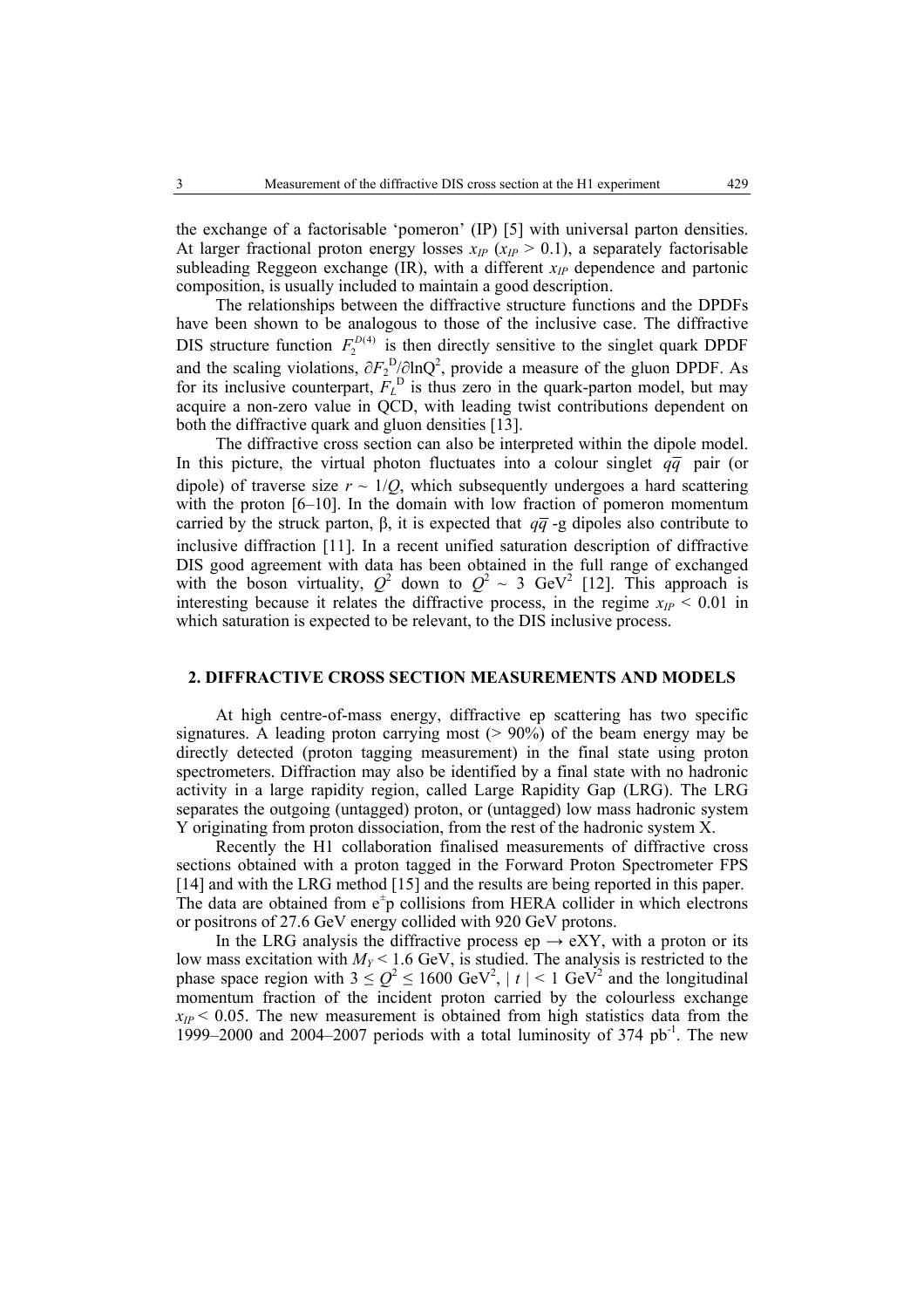the exchange of a factorisable 'pomeron' (IP) [5] with universal parton densities. At larger fractional proton energy losses $x_{IP}$ ($x_{IP} > 0.1$), a separately factorisable subleading Reggeon exchange (IR), with a different $x_{IP}$ dependence and partonic composition, is usually included to maintain a good description.

The relationships between the diffractive structure functions and the DPDFs have been shown to be analogous to those of the inclusive case. The diffractive DIS structure function $F_2^{D(4)}$ is then directly sensitive to the singlet quark DPDF and the scaling violations, $\partial F_2^D/\partial \ln Q^2$, provide a measure of the gluon DPDF. As for its inclusive counterpart, $F_L^D$ is thus zero in the quark-parton model, but may acquire a non-zero value in QCD, with leading twist contributions dependent on both the diffractive quark and gluon densities [13].

The diffractive cross section can also be interpreted within the dipole model. In this picture, the virtual photon fluctuates into a colour singlet $q\bar{q}$ pair (or dipole) of traverse size $r \sim 1/Q$, which subsequently undergoes a hard scattering with the proton [6–10]. In the domain with low fraction of pomeron momentum carried by the struck parton, β, it is expected that $q\bar{q}$-g dipoles also contribute to inclusive diffraction [11]. In a recent unified saturation description of diffractive DIS good agreement with data has been obtained in the full range of exchanged with the boson virtuality, $Q^2$ down to $Q^2 \sim 3$ GeV$^2$ [12]. This approach is interesting because it relates the diffractive process, in the regime $x_{IP} < 0.01$ in which saturation is expected to be relevant, to the DIS inclusive process.

## 2. DIFFRACTIVE CROSS SECTION MEASUREMENTS AND MODELS

At high centre-of-mass energy, diffractive ep scattering has two specific signatures. A leading proton carrying most (> 90%) of the beam energy may be directly detected (proton tagging measurement) in the final state using proton spectrometers. Diffraction may also be identified by a final state with no hadronic activity in a large rapidity region, called Large Rapidity Gap (LRG). The LRG separates the outgoing (untagged) proton, or (untagged) low mass hadronic system Y originating from proton dissociation, from the rest of the hadronic system X.

Recently the H1 collaboration finalised measurements of diffractive cross sections obtained with a proton tagged in the Forward Proton Spectrometer FPS [14] and with the LRG method [15] and the results are being reported in this paper. The data are obtained from $e^{\pm}p$ collisions from HERA collider in which electrons or positrons of 27.6 GeV energy collided with 920 GeV protons.

In the LRG analysis the diffractive process ep → eXY, with a proton or its low mass excitation with $M_Y < 1.6$ GeV, is studied. The analysis is restricted to the phase space region with $3 \leq Q^2 \leq 1600$ GeV$^2$, $|t| < 1$ GeV$^2$ and the longitudinal momentum fraction of the incident proton carried by the colourless exchange $x_{IP} < 0.05$. The new measurement is obtained from high statistics data from the 1999–2000 and 2004–2007 periods with a total luminosity of 374 pb$^{-1}$. The new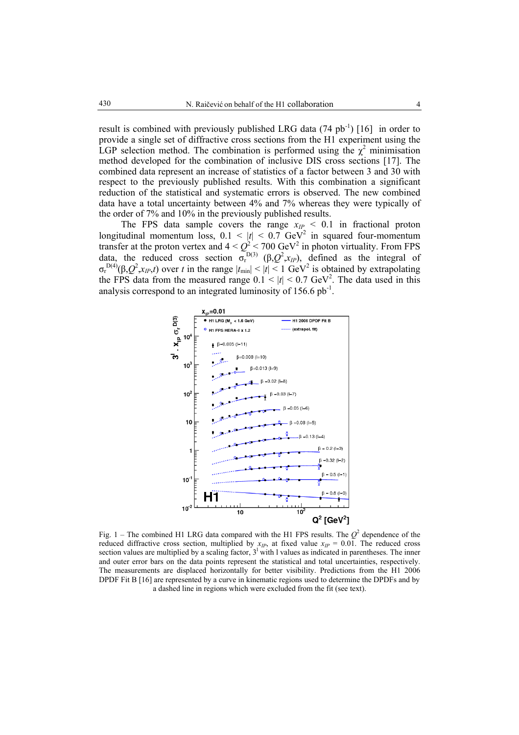result is combined with previously published LRG data (74 pb$^{-1}$) [16] in order to provide a single set of diffractive cross sections from the H1 experiment using the LGP selection method. The combination is performed using the $\chi^2$ minimisation method developed for the combination of inclusive DIS cross sections [17]. The combined data represent an increase of statistics of a factor between 3 and 30 with respect to the previously published results. With this combination a significant reduction of the statistical and systematic errors is observed. The new combined data have a total uncertainty between 4% and 7% whereas they were typically of the order of 7% and 10% in the previously published results.

The FPS data sample covers the range $x_{IP} < 0.1$ in fractional proton longitudinal momentum loss, $0.1 < |t| < 0.7$ GeV$^2$ in squared four-momentum transfer at the proton vertex and $4 < Q^2 < 700$ GeV$^2$ in photon virtuality. From FPS data, the reduced cross section $\sigma_r^{D(3)}$ $(\beta, Q^2, x_{IP})$, defined as the integral of $\sigma_r^{D(4)}(\beta, Q^2, x_{IP}, t)$ over $t$ in the range $|t_{\min}| < |t| < 1$ GeV$^2$ is obtained by extrapolating the FPS data from the measured range $0.1 < |t| < 0.7$ GeV$^2$. The data used in this analysis correspond to an integrated luminosity of 156.6 pb$^{-1}$.

Fig. 1 – The combined H1 LRG data compared with the H1 FPS results. The $Q^2$ dependence of the reduced diffractive cross section, multiplied by $x_{IP}$, at fixed value $x_{IP} = 0.01$. The reduced cross section values are multiplied by a scaling factor, $3^l$ with l values as indicated in parentheses. The inner and outer error bars on the data points represent the statistical and total uncertainties, respectively. The measurements are displaced horizontally for better visibility. Predictions from the H1 2006 DPDF Fit B [16] are represented by a curve in kinematic regions used to determine the DPDFs and by a dashed line in regions which were excluded from the fit (see text).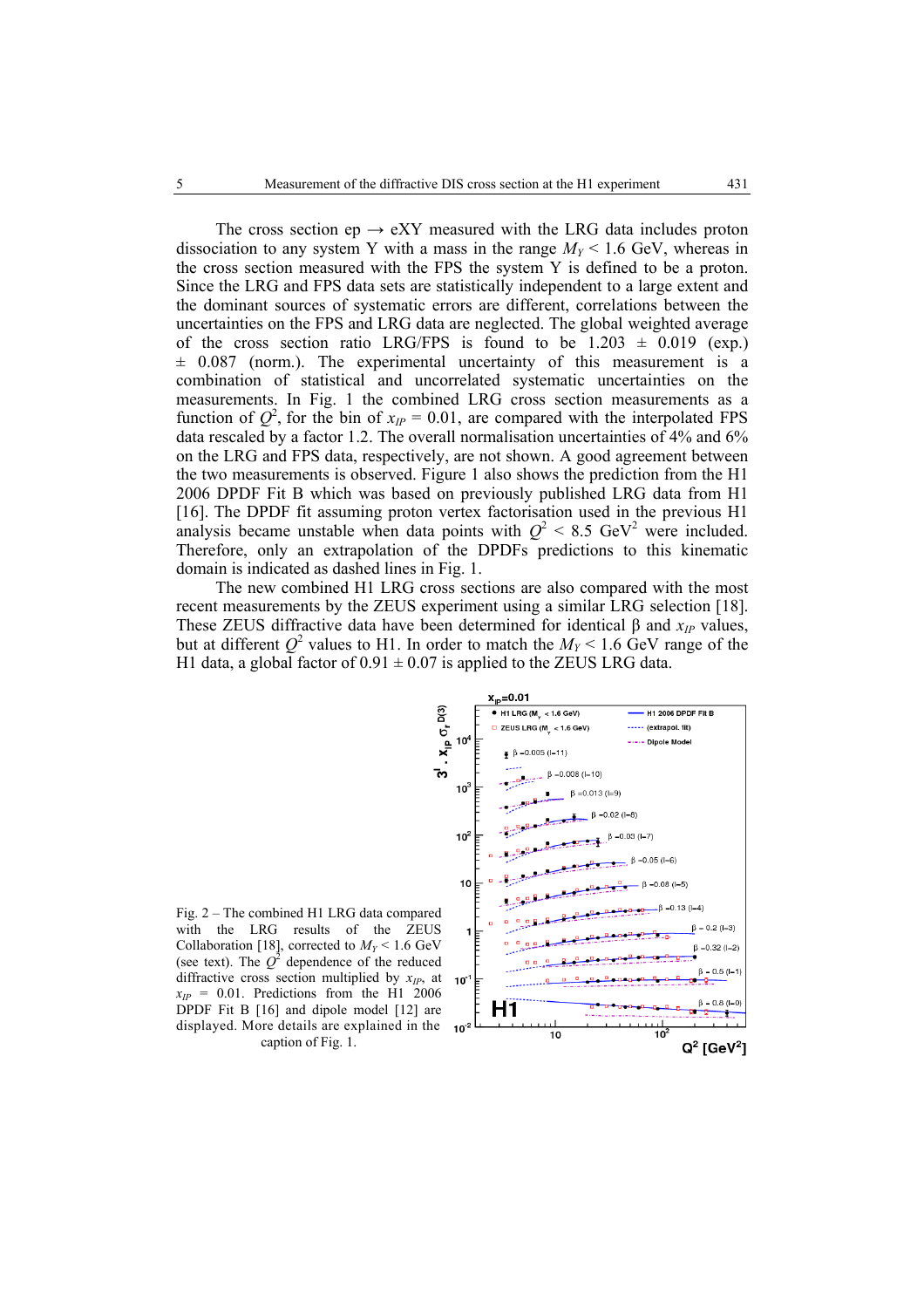The cross section ep → eXY measured with the LRG data includes proton dissociation to any system Y with a mass in the range $M_Y < 1.6$ GeV, whereas in the cross section measured with the FPS the system Y is defined to be a proton. Since the LRG and FPS data sets are statistically independent to a large extent and the dominant sources of systematic errors are different, correlations between the uncertainties on the FPS and LRG data are neglected. The global weighted average of the cross section ratio LRG/FPS is found to be 1.203 ± 0.019 (exp.) ± 0.087 (norm.). The experimental uncertainty of this measurement is a combination of statistical and uncorrelated systematic uncertainties on the measurements. In Fig. 1 the combined LRG cross section measurements as a function of $Q^2$, for the bin of $x_{IP} = 0.01$, are compared with the interpolated FPS data rescaled by a factor 1.2. The overall normalisation uncertainties of 4% and 6% on the LRG and FPS data, respectively, are not shown. A good agreement between the two measurements is observed. Figure 1 also shows the prediction from the H1 2006 DPDF Fit B which was based on previously published LRG data from H1 [16]. The DPDF fit assuming proton vertex factorisation used in the previous H1 analysis became unstable when data points with $Q^2 < 8.5$ GeV$^2$ were included. Therefore, only an extrapolation of the DPDFs predictions to this kinematic domain is indicated as dashed lines in Fig. 1.

The new combined H1 LRG cross sections are also compared with the most recent measurements by the ZEUS experiment using a similar LRG selection [18]. These ZEUS diffractive data have been determined for identical β and $x_{IP}$ values, but at different $Q^2$ values to H1. In order to match the $M_Y < 1.6$ GeV range of the H1 data, a global factor of 0.91 ± 0.07 is applied to the ZEUS LRG data.

Fig. 2 – The combined H1 LRG data compared with the LRG results of the ZEUS Collaboration [18], corrected to $M_Y < 1.6$ GeV (see text). The $Q^2$ dependence of the reduced diffractive cross section multiplied by $x_{IP}$, at $x_{IP} = 0.01$. Predictions from the H1 2006 DPDF Fit B [16] and dipole model [12] are displayed. More details are explained in the caption of Fig. 1.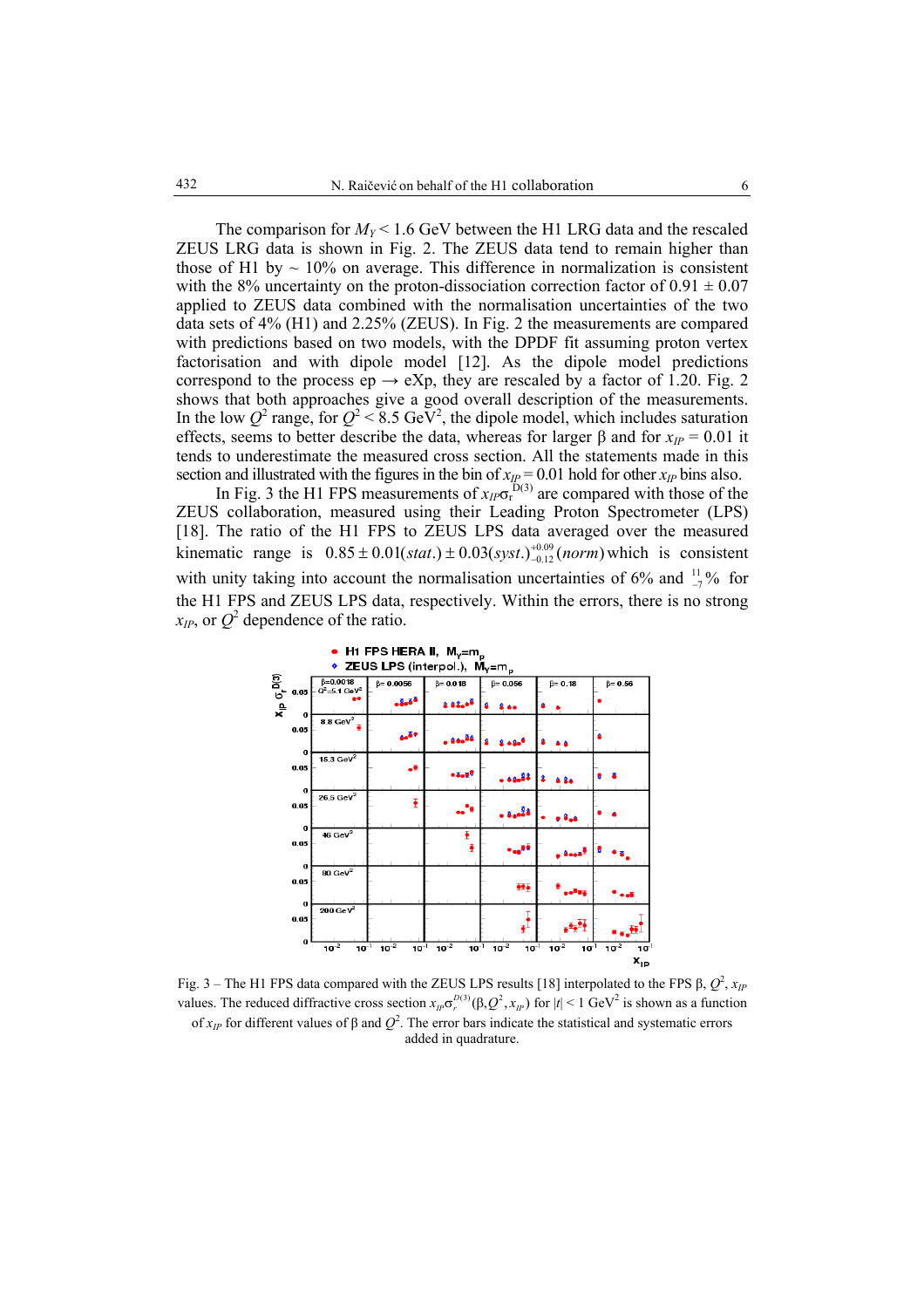The comparison for $M_Y < 1.6$ GeV between the H1 LRG data and the rescaled ZEUS LRG data is shown in Fig. 2. The ZEUS data tend to remain higher than those of H1 by ~ 10% on average. This difference in normalization is consistent with the 8% uncertainty on the proton-dissociation correction factor of 0.91 ± 0.07 applied to ZEUS data combined with the normalisation uncertainties of the two data sets of 4% (H1) and 2.25% (ZEUS). In Fig. 2 the measurements are compared with predictions based on two models, with the DPDF fit assuming proton vertex factorisation and with dipole model [12]. As the dipole model predictions correspond to the process ep → eXp, they are rescaled by a factor of 1.20. Fig. 2 shows that both approaches give a good overall description of the measurements. In the low $Q^2$ range, for $Q^2 < 8.5$ GeV$^2$, the dipole model, which includes saturation effects, seems to better describe the data, whereas for larger β and for $x_{IP} = 0.01$ it tends to underestimate the measured cross section. All the statements made in this section and illustrated with the figures in the bin of $x_{IP} = 0.01$ hold for other $x_{IP}$ bins also.

In Fig. 3 the H1 FPS measurements of $x_{IP}\sigma_r^{D(3)}$ are compared with those of the ZEUS collaboration, measured using their Leading Proton Spectrometer (LPS) [18]. The ratio of the H1 FPS to ZEUS LPS data averaged over the measured kinematic range is $0.85 \pm 0.01(stat.) \pm 0.03(syst.)^{+0.09}_{-0.12}(norm)$ which is consistent with unity taking into account the normalisation uncertainties of 6% and $^{11}_{-7}$% for the H1 FPS and ZEUS LPS data, respectively. Within the errors, there is no strong $x_{IP}$, or $Q^2$ dependence of the ratio.

Fig. 3 – The H1 FPS data compared with the ZEUS LPS results [18] interpolated to the FPS β, $Q^2$, $x_{IP}$ values. The reduced diffractive cross section $x_{IP}\sigma_r^{D(3)}(\beta, Q^2, x_{IP})$ for $|t| < 1$ GeV$^2$ is shown as a function of $x_{IP}$ for different values of β and $Q^2$. The error bars indicate the statistical and systematic errors added in quadrature.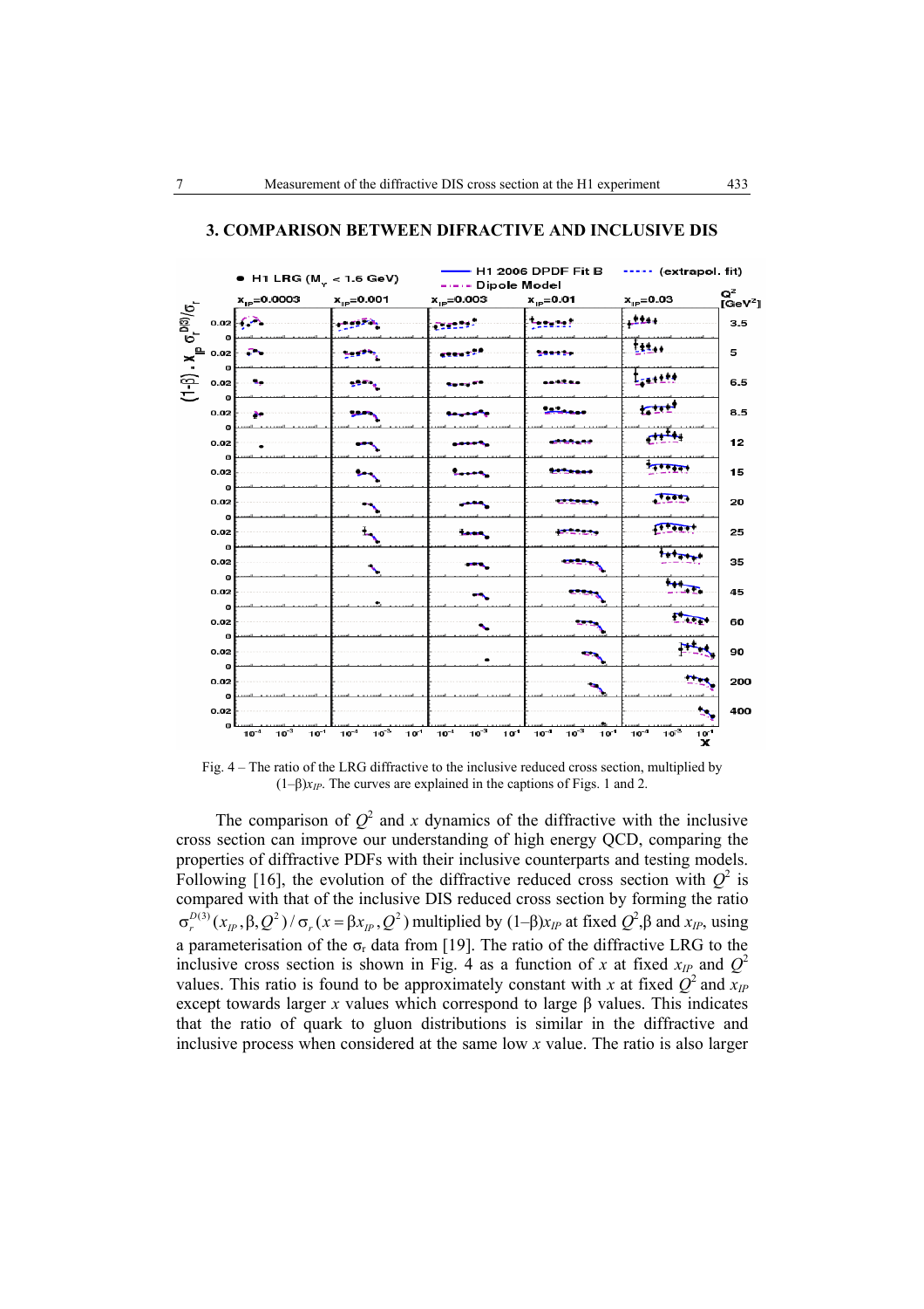## 3. COMPARISON BETWEEN DIFRACTIVE AND INCLUSIVE DIS

Fig. 4 – The ratio of the LRG diffractive to the inclusive reduced cross section, multiplied by $(1–\beta)x_{IP}$. The curves are explained in the captions of Figs. 1 and 2.

The comparison of $Q^2$ and $x$ dynamics of the diffractive with the inclusive cross section can improve our understanding of high energy QCD, comparing the properties of diffractive PDFs with their inclusive counterparts and testing models. Following [16], the evolution of the diffractive reduced cross section with $Q^2$ is compared with that of the inclusive DIS reduced cross section by forming the ratio $\sigma_r^{D(3)}(x_{IP}, \beta, Q^2) / \sigma_r(x = \beta x_{IP}, Q^2)$ multiplied by $(1–\beta)x_{IP}$ at fixed $Q^2$,$\beta$ and $x_{IP}$, using a parameterisation of the $\sigma_r$ data from [19]. The ratio of the diffractive LRG to the inclusive cross section is shown in Fig. 4 as a function of $x$ at fixed $x_{IP}$ and $Q^2$ values. This ratio is found to be approximately constant with $x$ at fixed $Q^2$ and $x_{IP}$ except towards larger $x$ values which correspond to large $\beta$ values. This indicates that the ratio of quark to gluon distributions is similar in the diffractive and inclusive process when considered at the same low $x$ value. The ratio is also larger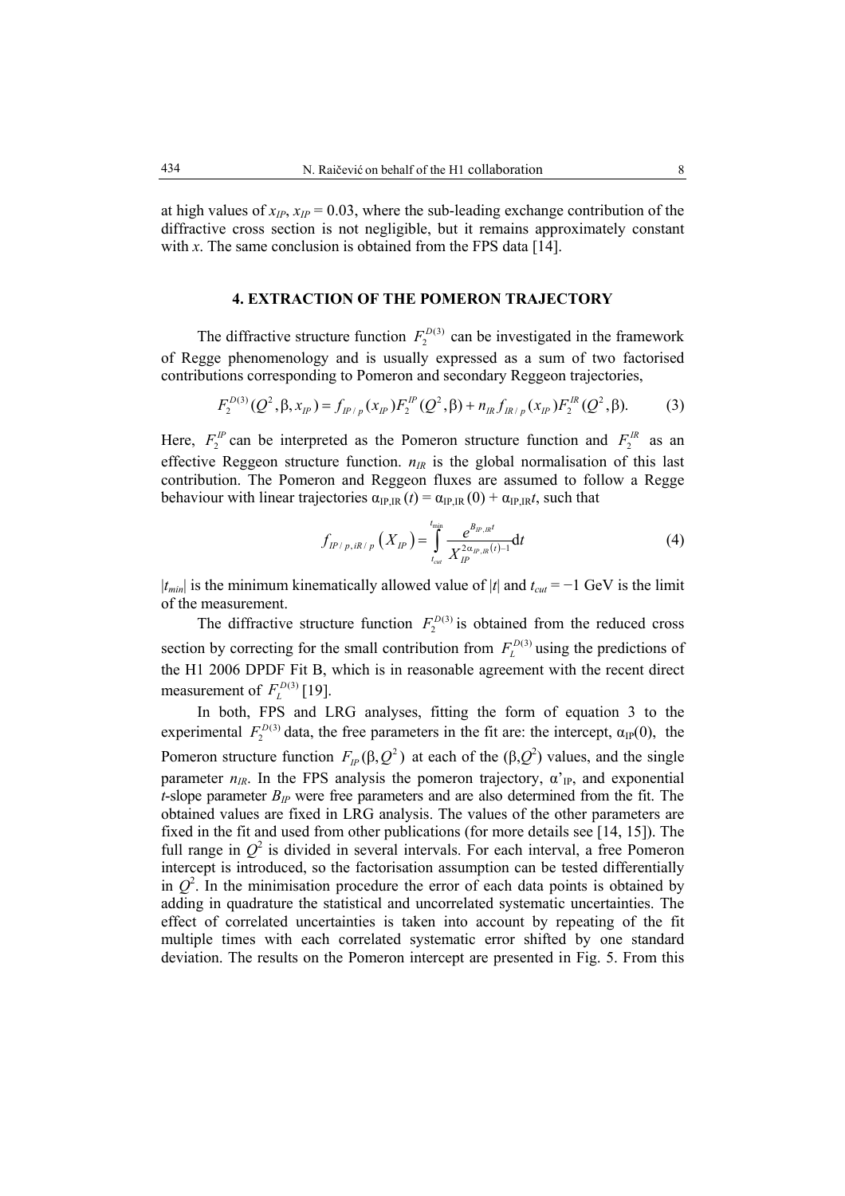at high values of $x_{IP}$, $x_{IP} = 0.03$, where the sub-leading exchange contribution of the diffractive cross section is not negligible, but it remains approximately constant with $x$. The same conclusion is obtained from the FPS data [14].

## 4. EXTRACTION OF THE POMERON TRAJECTORY

The diffractive structure function $F_2^{D(3)}$ can be investigated in the framework of Regge phenomenology and is usually expressed as a sum of two factorised contributions corresponding to Pomeron and secondary Reggeon trajectories,

$$F_2^{D(3)}(Q^2, \beta, x_{IP}) = f_{IP/p}(x_{IP}) F_2^{IP}(Q^2, \beta) + n_{IR} f_{IR/p}(x_{IP}) F_2^{IR}(Q^2, \beta). \tag{3}$$

Here, $F_2^{IP}$ can be interpreted as the Pomeron structure function and $F_2^{IR}$ as an effective Reggeon structure function. $n_{IR}$ is the global normalisation of this last contribution. The Pomeron and Reggeon fluxes are assumed to follow a Regge behaviour with linear trajectories $\alpha_{\mathrm{IP,IR}}(t) = \alpha_{\mathrm{IP,IR}}(0) + \alpha_{\mathrm{IP,IR}} t$, such that

$$f_{IP/p,\,iR/p}\left(X_{IP}\right) = \int_{t_{cut}}^{t_{\min}} \frac{e^{B_{IP,IR} t}}{X_{IP}^{2\alpha_{IP,IR}(t)-1}} \mathrm{d}t \tag{4}$$

$|t_{min}|$ is the minimum kinematically allowed value of $|t|$ and $t_{cut} = -1$ GeV is the limit of the measurement.

The diffractive structure function $F_2^{D(3)}$ is obtained from the reduced cross section by correcting for the small contribution from $F_L^{D(3)}$ using the predictions of the H1 2006 DPDF Fit B, which is in reasonable agreement with the recent direct measurement of $F_L^{D(3)}$ [19].

In both, FPS and LRG analyses, fitting the form of equation 3 to the experimental $F_2^{D(3)}$ data, the free parameters in the fit are: the intercept, $\alpha_{\mathrm{IP}}(0)$, the Pomeron structure function $F_{IP}(\beta, Q^2)$ at each of the $(\beta, Q^2)$ values, and the single parameter $n_{IR}$. In the FPS analysis the pomeron trajectory, $\alpha'_{\mathrm{IP}}$, and exponential $t$-slope parameter $B_{IP}$ were free parameters and are also determined from the fit. The obtained values are fixed in LRG analysis. The values of the other parameters are fixed in the fit and used from other publications (for more details see [14, 15]). The full range in $Q^2$ is divided in several intervals. For each interval, a free Pomeron intercept is introduced, so the factorisation assumption can be tested differentially in $Q^2$. In the minimisation procedure the error of each data points is obtained by adding in quadrature the statistical and uncorrelated systematic uncertainties. The effect of correlated uncertainties is taken into account by repeating of the fit multiple times with each correlated systematic error shifted by one standard deviation. The results on the Pomeron intercept are presented in Fig. 5. From this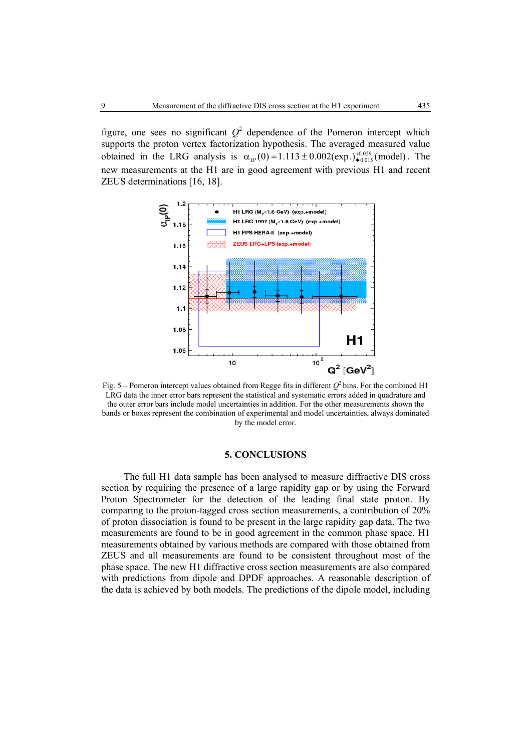figure, one sees no significant $Q^2$ dependence of the Pomeron intercept which supports the proton vertex factorization hypothesis. The averaged measured value obtained in the LRG analysis is $\alpha_{IP}(0) = 1.113 \pm 0.002(\text{exp.})^{+0.029}_{-0.015}(\text{model})$. The new measurements at the H1 are in good agreement with previous H1 and recent ZEUS determinations [16, 18].

Fig. 5 – Pomeron intercept values obtained from Regge fits in different $Q^2$ bins. For the combined H1 LRG data the inner error bars represent the statistical and systematic errors added in quadrature and the outer error bars include model uncertainties in addition. For the other measurements shown the bands or boxes represent the combination of experimental and model uncertainties, always dominated by the model error.

## 5. CONCLUSIONS

The full H1 data sample has been analysed to measure diffractive DIS cross section by requiring the presence of a large rapidity gap or by using the Forward Proton Spectrometer for the detection of the leading final state proton. By comparing to the proton-tagged cross section measurements, a contribution of 20% of proton dissociation is found to be present in the large rapidity gap data. The two measurements are found to be in good agreement in the common phase space. H1 measurements obtained by various methods are compared with those obtained from ZEUS and all measurements are found to be consistent throughout most of the phase space. The new H1 diffractive cross section measurements are also compared with predictions from dipole and DPDF approaches. A reasonable description of the data is achieved by both models. The predictions of the dipole model, including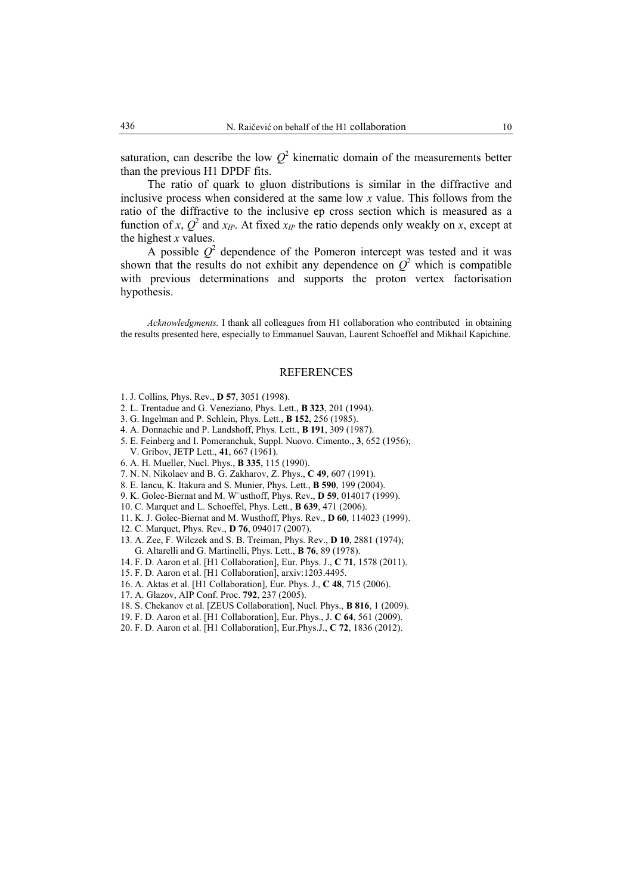saturation, can describe the low $Q^2$ kinematic domain of the measurements better than the previous H1 DPDF fits.

The ratio of quark to gluon distributions is similar in the diffractive and inclusive process when considered at the same low $x$ value. This follows from the ratio of the diffractive to the inclusive ep cross section which is measured as a function of $x$, $Q^2$ and $x_{IP}$. At fixed $x_{IP}$ the ratio depends only weakly on $x$, except at the highest $x$ values.

A possible $Q^2$ dependence of the Pomeron intercept was tested and it was shown that the results do not exhibit any dependence on $Q^2$ which is compatible with previous determinations and supports the proton vertex factorisation hypothesis.

*Acknowledgments.* I thank all colleagues from H1 collaboration who contributed in obtaining the results presented here, especially to Emmanuel Sauvan, Laurent Schoeffel and Mikhail Kapichine.

## REFERENCES

1. J. Collins, Phys. Rev., **D 57**, 3051 (1998).
2. L. Trentadue and G. Veneziano, Phys. Lett., **B 323**, 201 (1994).
3. G. Ingelman and P. Schlein, Phys. Lett., **B 152**, 256 (1985).
4. A. Donnachie and P. Landshoff, Phys. Lett., **B 191**, 309 (1987).
5. E. Feinberg and I. Pomeranchuk, Suppl. Nuovo. Cimento., **3**, 652 (1956); V. Gribov, JETP Lett., **41**, 667 (1961).
6. A. H. Mueller, Nucl. Phys., **B 335**, 115 (1990).
7. N. N. Nikolaev and B. G. Zakharov, Z. Phys., **C 49**, 607 (1991).
8. E. Iancu, K. Itakura and S. Munier, Phys. Lett., **B 590**, 199 (2004).
9. K. Golec-Biernat and M. W¨usthoff, Phys. Rev., **D 59**, 014017 (1999).
10. C. Marquet and L. Schoeffel, Phys. Lett., **B 639**, 471 (2006).
11. K. J. Golec-Biernat and M. Wusthoff, Phys. Rev., **D 60**, 114023 (1999).
12. C. Marquet, Phys. Rev., **D 76**, 094017 (2007).
13. A. Zee, F. Wilczek and S. B. Treiman, Phys. Rev., **D 10**, 2881 (1974); G. Altarelli and G. Martinelli, Phys. Lett., **B 76**, 89 (1978).
14. F. D. Aaron et al. [H1 Collaboration], Eur. Phys. J., **C 71**, 1578 (2011).
15. F. D. Aaron et al. [H1 Collaboration], arxiv:1203.4495.
16. A. Aktas et al. [H1 Collaboration], Eur. Phys. J., **C 48**, 715 (2006).
17. A. Glazov, AIP Conf. Proc. **792**, 237 (2005).
18. S. Chekanov et al. [ZEUS Collaboration], Nucl. Phys., **B 816**, 1 (2009).
19. F. D. Aaron et al. [H1 Collaboration], Eur. Phys., J. **C 64**, 561 (2009).
20. F. D. Aaron et al. [H1 Collaboration], Eur.Phys.J., **C 72**, 1836 (2012).